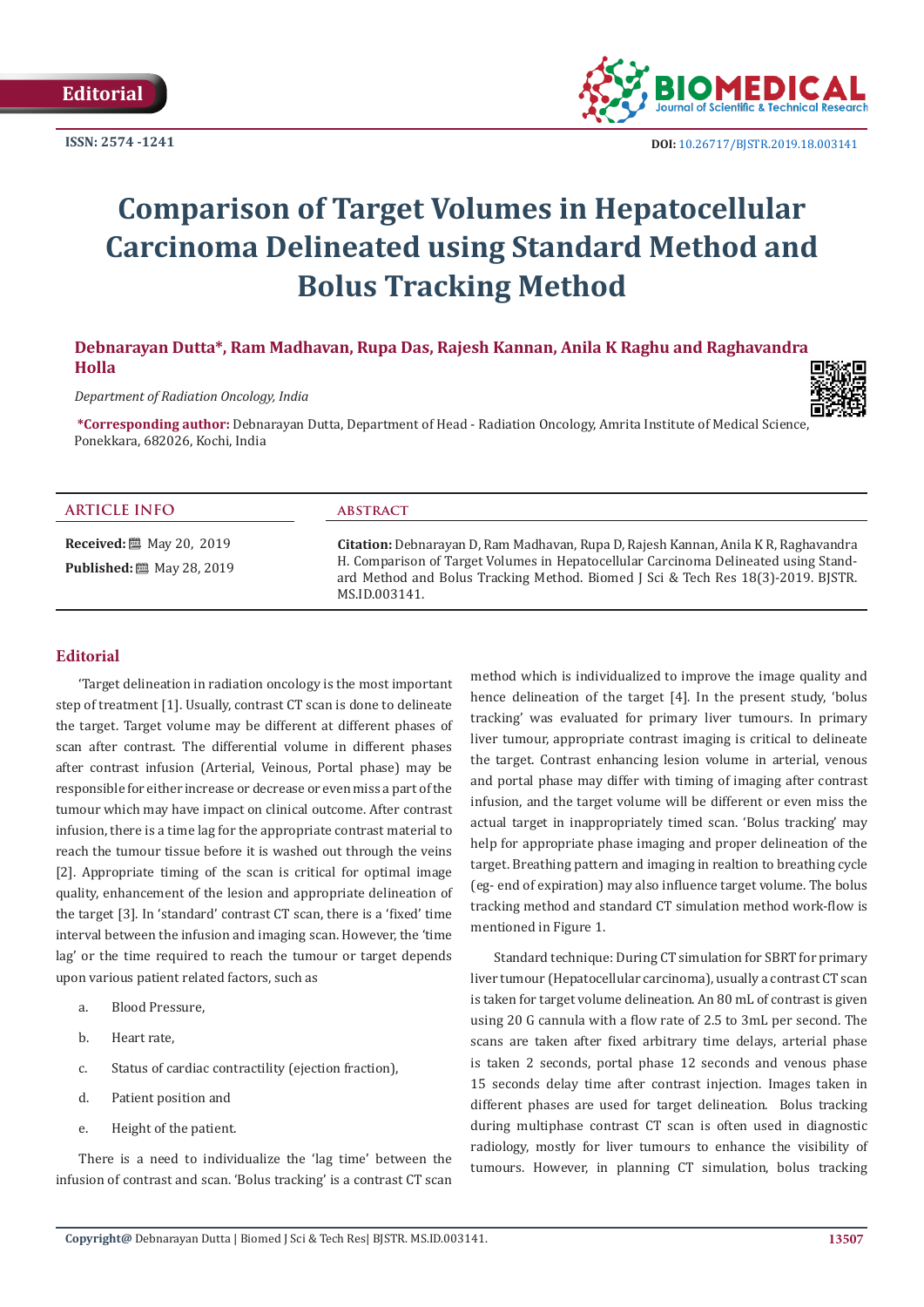Editorial

ISSN: 2574 -1241

DOI: 10.26717/BJSTR.2019.18.003141

# Comparison of Target Volumes in Hepatocellular Carcinoma Delineated using Standard Method and Bolus Tracking Method

**Debnarayan Dutta*, Ram Madhavan, Rupa Das, Rajesh Kannan, Anila K Raghu and Raghavandra Holla**

*Department of Radiation Oncology, India*

**\*Corresponding author:** Debnarayan Dutta, Department of Head - Radiation Oncology, Amrita Institute of Medical Science, Ponekkara, 682026, Kochi, India

## ARTICLE INFO

**Received:** May 20, 2019

**Published:** May 28, 2019

## ABSTRACT

**Citation:** Debnarayan D, Ram Madhavan, Rupa D, Rajesh Kannan, Anila K R, Raghavandra H. Comparison of Target Volumes in Hepatocellular Carcinoma Delineated using Standard Method and Bolus Tracking Method. Biomed J Sci & Tech Res 18(3)-2019. BJSTR. MS.ID.003141.

## Editorial

'Target delineation in radiation oncology is the most important step of treatment [1]. Usually, contrast CT scan is done to delineate the target. Target volume may be different at different phases of scan after contrast. The differential volume in different phases after contrast infusion (Arterial, Veinous, Portal phase) may be responsible for either increase or decrease or even miss a part of the tumour which may have impact on clinical outcome. After contrast infusion, there is a time lag for the appropriate contrast material to reach the tumour tissue before it is washed out through the veins [2]. Appropriate timing of the scan is critical for optimal image quality, enhancement of the lesion and appropriate delineation of the target [3]. In 'standard' contrast CT scan, there is a 'fixed' time interval between the infusion and imaging scan. However, the 'time lag' or the time required to reach the tumour or target depends upon various patient related factors, such as

a. Blood Pressure,

b. Heart rate,

c. Status of cardiac contractility (ejection fraction),

d. Patient position and

e. Height of the patient.

There is a need to individualize the 'lag time' between the infusion of contrast and scan. 'Bolus tracking' is a contrast CT scan method which is individualized to improve the image quality and hence delineation of the target [4]. In the present study, 'bolus tracking' was evaluated for primary liver tumours. In primary liver tumour, appropriate contrast imaging is critical to delineate the target. Contrast enhancing lesion volume in arterial, venous and portal phase may differ with timing of imaging after contrast infusion, and the target volume will be different or even miss the actual target in inappropriately timed scan. 'Bolus tracking' may help for appropriate phase imaging and proper delineation of the target. Breathing pattern and imaging in realtion to breathing cycle (eg- end of expiration) may also influence target volume. The bolus tracking method and standard CT simulation method work-flow is mentioned in Figure 1.

Standard technique: During CT simulation for SBRT for primary liver tumour (Hepatocellular carcinoma), usually a contrast CT scan is taken for target volume delineation. An 80 mL of contrast is given using 20 G cannula with a flow rate of 2.5 to 3mL per second. The scans are taken after fixed arbitrary time delays, arterial phase is taken 2 seconds, portal phase 12 seconds and venous phase 15 seconds delay time after contrast injection. Images taken in different phases are used for target delineation. Bolus tracking during multiphase contrast CT scan is often used in diagnostic radiology, mostly for liver tumours to enhance the visibility of tumours. However, in planning CT simulation, bolus tracking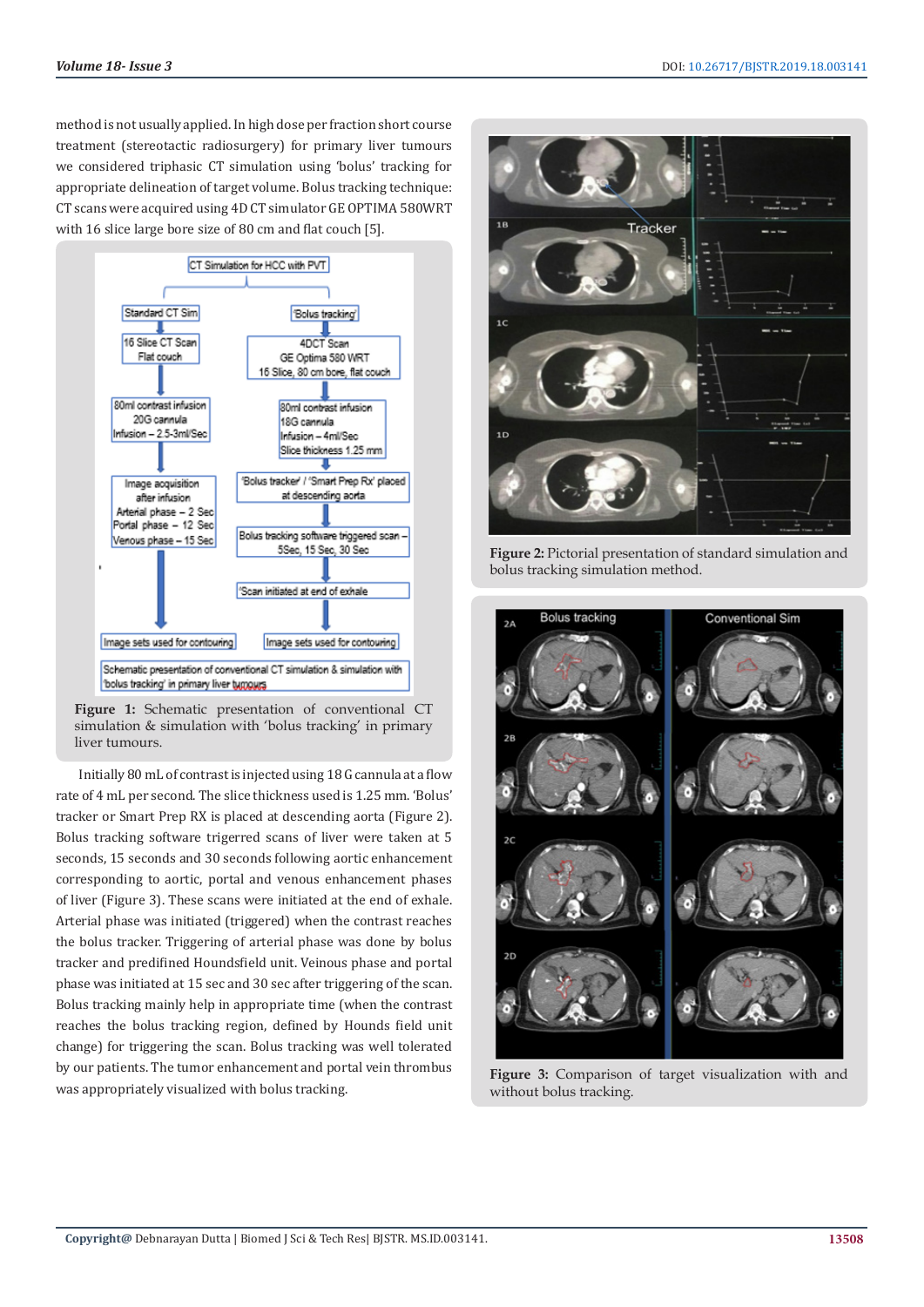method is not usually applied. In high dose per fraction short course treatment (stereotactic radiosurgery) for primary liver tumours we considered triphasic CT simulation using 'bolus' tracking for appropriate delineation of target volume. Bolus tracking technique: CT scans were acquired using 4D CT simulator GE OPTIMA 580WRT with 16 slice large bore size of 80 cm and flat couch [5].

**Figure 1:** Schematic presentation of conventional CT simulation & simulation with 'bolus tracking' in primary liver tumours.

Initially 80 mL of contrast is injected using 18 G cannula at a flow rate of 4 mL per second. The slice thickness used is 1.25 mm. 'Bolus' tracker or Smart Prep RX is placed at descending aorta (Figure 2). Bolus tracking software trigerred scans of liver were taken at 5 seconds, 15 seconds and 30 seconds following aortic enhancement corresponding to aortic, portal and venous enhancement phases of liver (Figure 3). These scans were initiated at the end of exhale. Arterial phase was initiated (triggered) when the contrast reaches the bolus tracker. Triggering of arterial phase was done by bolus tracker and predifined Houndsfield unit. Veinous phase and portal phase was initiated at 15 sec and 30 sec after triggering of the scan. Bolus tracking mainly help in appropriate time (when the contrast reaches the bolus tracking region, defined by Hounds field unit change) for triggering the scan. Bolus tracking was well tolerated by our patients. The tumor enhancement and portal vein thrombus was appropriately visualized with bolus tracking.

**Figure 2:** Pictorial presentation of standard simulation and bolus tracking simulation method.

**Figure 3:** Comparison of target visualization with and without bolus tracking.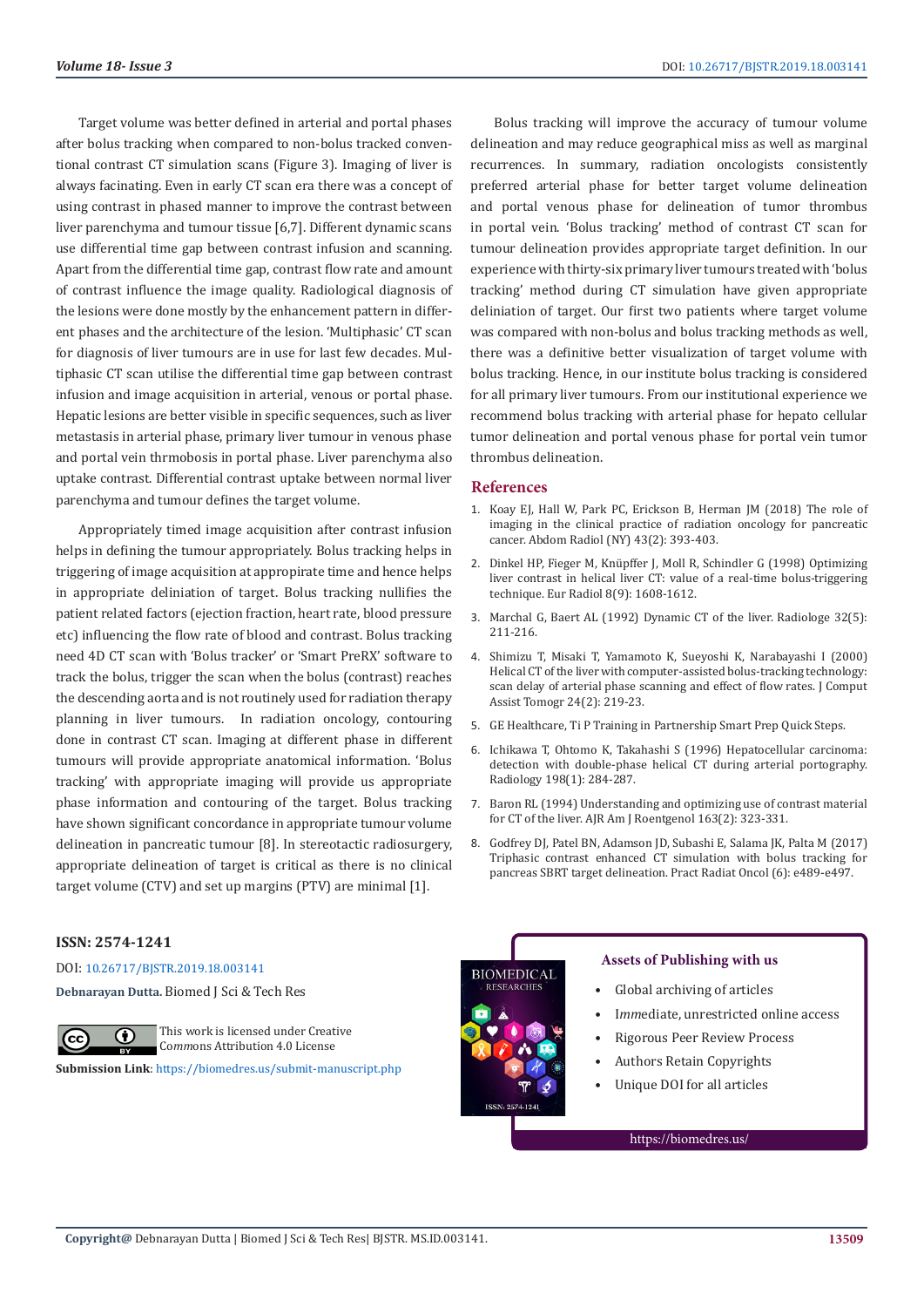Target volume was better defined in arterial and portal phases after bolus tracking when compared to non-bolus tracked conventional contrast CT simulation scans (Figure 3). Imaging of liver is always facinating. Even in early CT scan era there was a concept of using contrast in phased manner to improve the contrast between liver parenchyma and tumour tissue [6,7]. Different dynamic scans use differential time gap between contrast infusion and scanning. Apart from the differential time gap, contrast flow rate and amount of contrast influence the image quality. Radiological diagnosis of the lesions were done mostly by the enhancement pattern in different phases and the architecture of the lesion. 'Multiphasic' CT scan for diagnosis of liver tumours are in use for last few decades. Multiphasic CT scan utilise the differential time gap between contrast infusion and image acquisition in arterial, venous or portal phase. Hepatic lesions are better visible in specific sequences, such as liver metastasis in arterial phase, primary liver tumour in venous phase and portal vein thrmobosis in portal phase. Liver parenchyma also uptake contrast. Differential contrast uptake between normal liver parenchyma and tumour defines the target volume.

Appropriately timed image acquisition after contrast infusion helps in defining the tumour appropriately. Bolus tracking helps in triggering of image acquisition at appropirate time and hence helps in appropriate deliniation of target. Bolus tracking nullifies the patient related factors (ejection fraction, heart rate, blood pressure etc) influencing the flow rate of blood and contrast. Bolus tracking need 4D CT scan with 'Bolus tracker' or 'Smart PreRX' software to track the bolus, trigger the scan when the bolus (contrast) reaches the descending aorta and is not routinely used for radiation therapy planning in liver tumours. In radiation oncology, contouring done in contrast CT scan. Imaging at different phase in different tumours will provide appropriate anatomical information. 'Bolus tracking' with appropriate imaging will provide us appropriate phase information and contouring of the target. Bolus tracking have shown significant concordance in appropriate tumour volume delineation in pancreatic tumour [8]. In stereotactic radiosurgery, appropriate delineation of target is critical as there is no clinical target volume (CTV) and set up margins (PTV) are minimal [1].

Bolus tracking will improve the accuracy of tumour volume delineation and may reduce geographical miss as well as marginal recurrences. In summary, radiation oncologists consistently preferred arterial phase for better target volume delineation and portal venous phase for delineation of tumor thrombus in portal vein. 'Bolus tracking' method of contrast CT scan for tumour delineation provides appropriate target definition. In our experience with thirty-six primary liver tumours treated with 'bolus tracking' method during CT simulation have given appropriate deliniation of target. Our first two patients where target volume was compared with non-bolus and bolus tracking methods as well, there was a definitive better visualization of target volume with bolus tracking. Hence, in our institute bolus tracking is considered for all primary liver tumours. From our institutional experience we recommend bolus tracking with arterial phase for hepato cellular tumor delineation and portal venous phase for portal vein tumor thrombus delineation.

## References

1. Koay EJ, Hall W, Park PC, Erickson B, Herman JM (2018) The role of imaging in the clinical practice of radiation oncology for pancreatic cancer. Abdom Radiol (NY) 43(2): 393-403.
2. Dinkel HP, Fieger M, Knüpffer J, Moll R, Schindler G (1998) Optimizing liver contrast in helical liver CT: value of a real-time bolus-triggering technique. Eur Radiol 8(9): 1608-1612.
3. Marchal G, Baert AL (1992) Dynamic CT of the liver. Radiologe 32(5): 211-216.
4. Shimizu T, Misaki T, Yamamoto K, Sueyoshi K, Narabayashi I (2000) Helical CT of the liver with computer-assisted bolus-tracking technology: scan delay of arterial phase scanning and effect of flow rates. J Comput Assist Tomogr 24(2): 219-23.
5. GE Healthcare, Ti P Training in Partnership Smart Prep Quick Steps.
6. Ichikawa T, Ohtomo K, Takahashi S (1996) Hepatocellular carcinoma: detection with double-phase helical CT during arterial portography. Radiology 198(1): 284-287.
7. Baron RL (1994) Understanding and optimizing use of contrast material for CT of the liver. AJR Am J Roentgenol 163(2): 323-331.
8. Godfrey DJ, Patel BN, Adamson JD, Subashi E, Salama JK, Palta M (2017) Triphasic contrast enhanced CT simulation with bolus tracking for pancreas SBRT target delineation. Pract Radiat Oncol (6): e489-e497.

**ISSN: 2574-1241**

DOI: 10.26717/BJSTR.2019.18.003141

**Debnarayan Dutta.** Biomed J Sci & Tech Res

This work is licensed under Creative Commons Attribution 4.0 License

**Submission Link**: https://biomedres.us/submit-manuscript.php

### Assets of Publishing with us

- Global archiving of articles
- Immediate, unrestricted online access
- Rigorous Peer Review Process
- Authors Retain Copyrights
- Unique DOI for all articles

https://biomedres.us/